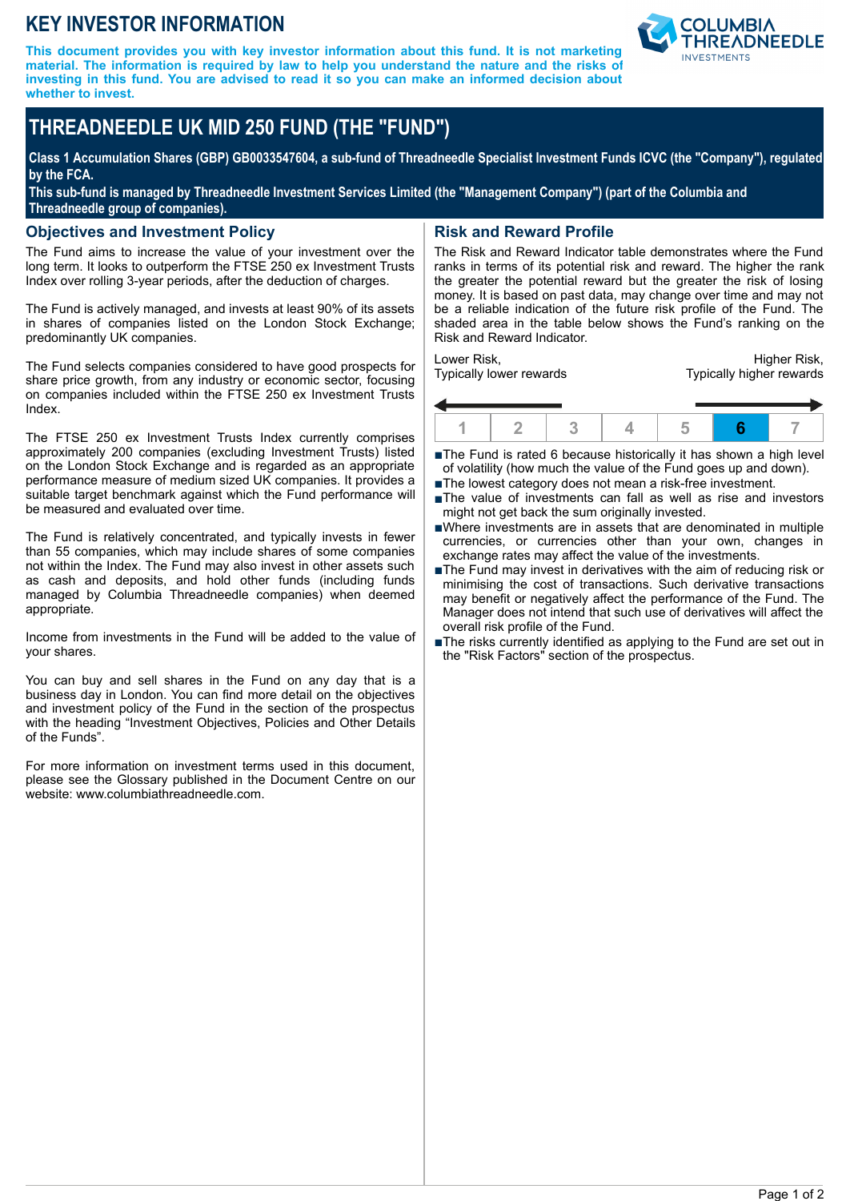# KEY INVESTOR INFORMATION

**This document provides you with key investor information about this fund. It is not marketing material. The information is required by law to help you understand the nature and the risks of investing in this fund. You are advised to read it so you can make an informed decision about whether to invest.**

## THREADNEEDLE UK MID 250 FUND (THE "FUND")

**Class 1 Accumulation Shares (GBP) GB0033547604, a sub-fund of Threadneedle Specialist Investment Funds ICVC (the "Company"), regulated by the FCA.**

**This sub-fund is managed by Threadneedle Investment Services Limited (the "Management Company") (part of the Columbia and Threadneedle group of companies).**

### Objectives and Investment Policy

The Fund aims to increase the value of your investment over the long term. It looks to outperform the FTSE 250 ex Investment Trusts Index over rolling 3-year periods, after the deduction of charges.

The Fund is actively managed, and invests at least 90% of its assets in shares of companies listed on the London Stock Exchange; predominantly UK companies.

The Fund selects companies considered to have good prospects for share price growth, from any industry or economic sector, focusing on companies included within the FTSE 250 ex Investment Trusts Index.

The FTSE 250 ex Investment Trusts Index currently comprises approximately 200 companies (excluding Investment Trusts) listed on the London Stock Exchange and is regarded as an appropriate performance measure of medium sized UK companies. It provides a suitable target benchmark against which the Fund performance will be measured and evaluated over time.

The Fund is relatively concentrated, and typically invests in fewer than 55 companies, which may include shares of some companies not within the Index. The Fund may also invest in other assets such as cash and deposits, and hold other funds (including funds managed by Columbia Threadneedle companies) when deemed appropriate.

Income from investments in the Fund will be added to the value of your shares.

You can buy and sell shares in the Fund on any day that is a business day in London. You can find more detail on the objectives and investment policy of the Fund in the section of the prospectus with the heading "Investment Objectives, Policies and Other Details of the Funds".

For more information on investment terms used in this document, please see the Glossary published in the Document Centre on our website: www.columbiathreadneedle.com.

### Risk and Reward Profile

The Risk and Reward Indicator table demonstrates where the Fund ranks in terms of its potential risk and reward. The higher the rank the greater the potential reward but the greater the risk of losing money. It is based on past data, may change over time and may not be a reliable indication of the future risk profile of the Fund. The shaded area in the table below shows the Fund's ranking on the Risk and Reward Indicator.

Lower Risk, Typically lower rewards — Higher Risk, Typically higher rewards

| 1 | 2 | 3 | 4 | 5 | **6** | 7 |
|---|---|---|---|---|---|---|

- The Fund is rated 6 because historically it has shown a high level of volatility (how much the value of the Fund goes up and down).
- The lowest category does not mean a risk-free investment.
- The value of investments can fall as well as rise and investors might not get back the sum originally invested.
- Where investments are in assets that are denominated in multiple currencies, or currencies other than your own, changes in exchange rates may affect the value of the investments.
- The Fund may invest in derivatives with the aim of reducing risk or minimising the cost of transactions. Such derivative transactions may benefit or negatively affect the performance of the Fund. The Manager does not intend that such use of derivatives will affect the overall risk profile of the Fund.
- The risks currently identified as applying to the Fund are set out in the "Risk Factors" section of the prospectus.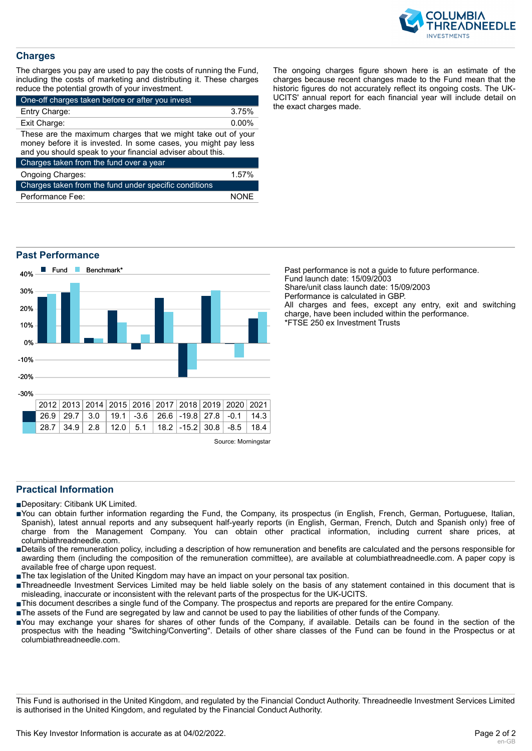## Charges

The charges you pay are used to pay the costs of running the Fund, including the costs of marketing and distributing it. These charges reduce the potential growth of your investment.

| One-off charges taken before or after you invest | |
|---|---|
| Entry Charge: | 3.75% |
| Exit Charge: | 0.00% |
| These are the maximum charges that we might take out of your money before it is invested. In some cases, you might pay less and you should speak to your financial adviser about this. | |
| **Charges taken from the fund over a year** | |
| Ongoing Charges: | 1.57% |
| **Charges taken from the fund under specific conditions** | |
| Performance Fee: | NONE |

The ongoing charges figure shown here is an estimate of the charges because recent changes made to the Fund mean that the historic figures do not accurately reflect its ongoing costs. The UK-UCITS' annual report for each financial year will include detail on the exact charges made.

## Past Performance

Fund
Benchmark*

40%
30%
20%
10%
0%
-10%
-20%
-30%

| | 2012 | 2013 | 2014 | 2015 | 2016 | 2017 | 2018 | 2019 | 2020 | 2021 |
|---|---|---|---|---|---|---|---|---|---|---|
| Fund | 26.9 | 29.7 | 3.0 | 19.1 | -3.6 | 26.6 | -19.8 | 27.8 | -0.1 | 14.3 |
| Benchmark* | 28.7 | 34.9 | 2.8 | 12.0 | 5.1 | 18.2 | -15.2 | 30.8 | -8.5 | 18.4 |

Source: Morningstar

Past performance is not a guide to future performance.
Fund launch date: 15/09/2003
Share/unit class launch date: 15/09/2003
Performance is calculated in GBP.
All charges and fees, except any entry, exit and switching charge, have been included within the performance.
*FTSE 250 ex Investment Trusts

## Practical Information

- Depositary: Citibank UK Limited.
- You can obtain further information regarding the Fund, the Company, its prospectus (in English, French, German, Portuguese, Italian, Spanish), latest annual reports and any subsequent half-yearly reports (in English, German, French, Dutch and Spanish only) free of charge from the Management Company. You can obtain other practical information, including current share prices, at columbiathreadneedle.com.
- Details of the remuneration policy, including a description of how remuneration and benefits are calculated and the persons responsible for awarding them (including the composition of the remuneration committee), are available at columbiathreadneedle.com. A paper copy is available free of charge upon request.
- The tax legislation of the United Kingdom may have an impact on your personal tax position.
- Threadneedle Investment Services Limited may be held liable solely on the basis of any statement contained in this document that is misleading, inaccurate or inconsistent with the relevant parts of the prospectus for the UK-UCITS.
- This document describes a single fund of the Company. The prospectus and reports are prepared for the entire Company.
- The assets of the Fund are segregated by law and cannot be used to pay the liabilities of other funds of the Company.
- You may exchange your shares for shares of other funds of the Company, if available. Details can be found in the section of the prospectus with the heading "Switching/Converting". Details of other share classes of the Fund can be found in the Prospectus or at columbiathreadneedle.com.

This Fund is authorised in the United Kingdom, and regulated by the Financial Conduct Authority. Threadneedle Investment Services Limited is authorised in the United Kingdom, and regulated by the Financial Conduct Authority.

This Key Investor Information is accurate as at 04/02/2022.